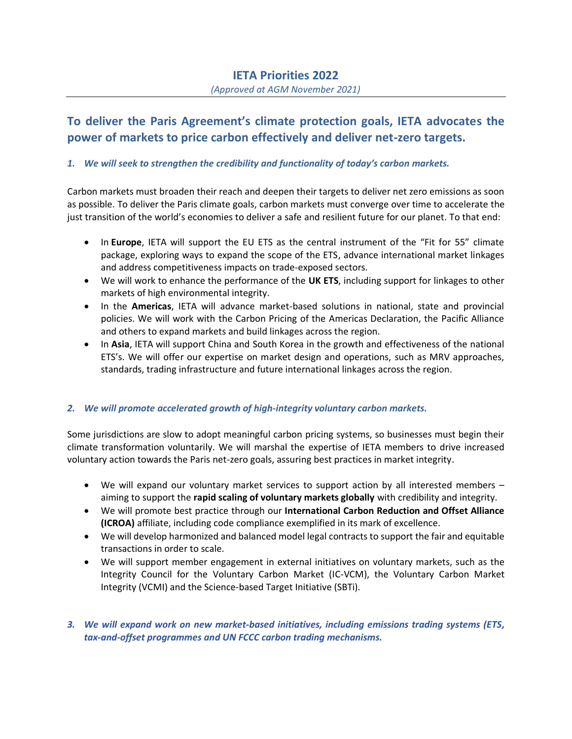# IETA Priorities 2022

*(Approved at AGM November 2021)*

## To deliver the Paris Agreement's climate protection goals, IETA advocates the power of markets to price carbon effectively and deliver net-zero targets.

### *1. We will seek to strengthen the credibility and functionality of today's carbon markets.*

Carbon markets must broaden their reach and deepen their targets to deliver net zero emissions as soon as possible. To deliver the Paris climate goals, carbon markets must converge over time to accelerate the just transition of the world's economies to deliver a safe and resilient future for our planet. To that end:

- In **Europe**, IETA will support the EU ETS as the central instrument of the "Fit for 55" climate package, exploring ways to expand the scope of the ETS, advance international market linkages and address competitiveness impacts on trade-exposed sectors.
- We will work to enhance the performance of the **UK ETS**, including support for linkages to other markets of high environmental integrity.
- In the **Americas**, IETA will advance market-based solutions in national, state and provincial policies. We will work with the Carbon Pricing of the Americas Declaration, the Pacific Alliance and others to expand markets and build linkages across the region.
- In **Asia**, IETA will support China and South Korea in the growth and effectiveness of the national ETS's. We will offer our expertise on market design and operations, such as MRV approaches, standards, trading infrastructure and future international linkages across the region.

### *2. We will promote accelerated growth of high-integrity voluntary carbon markets.*

Some jurisdictions are slow to adopt meaningful carbon pricing systems, so businesses must begin their climate transformation voluntarily. We will marshal the expertise of IETA members to drive increased voluntary action towards the Paris net-zero goals, assuring best practices in market integrity.

- We will expand our voluntary market services to support action by all interested members – aiming to support the **rapid scaling of voluntary markets globally** with credibility and integrity.
- We will promote best practice through our **International Carbon Reduction and Offset Alliance (ICROA)** affiliate, including code compliance exemplified in its mark of excellence.
- We will develop harmonized and balanced model legal contracts to support the fair and equitable transactions in order to scale.
- We will support member engagement in external initiatives on voluntary markets, such as the Integrity Council for the Voluntary Carbon Market (IC-VCM), the Voluntary Carbon Market Integrity (VCMI) and the Science-based Target Initiative (SBTi).

### *3. We will expand work on new market-based initiatives, including emissions trading systems (ETS, tax-and-offset programmes and UN FCCC carbon trading mechanisms.*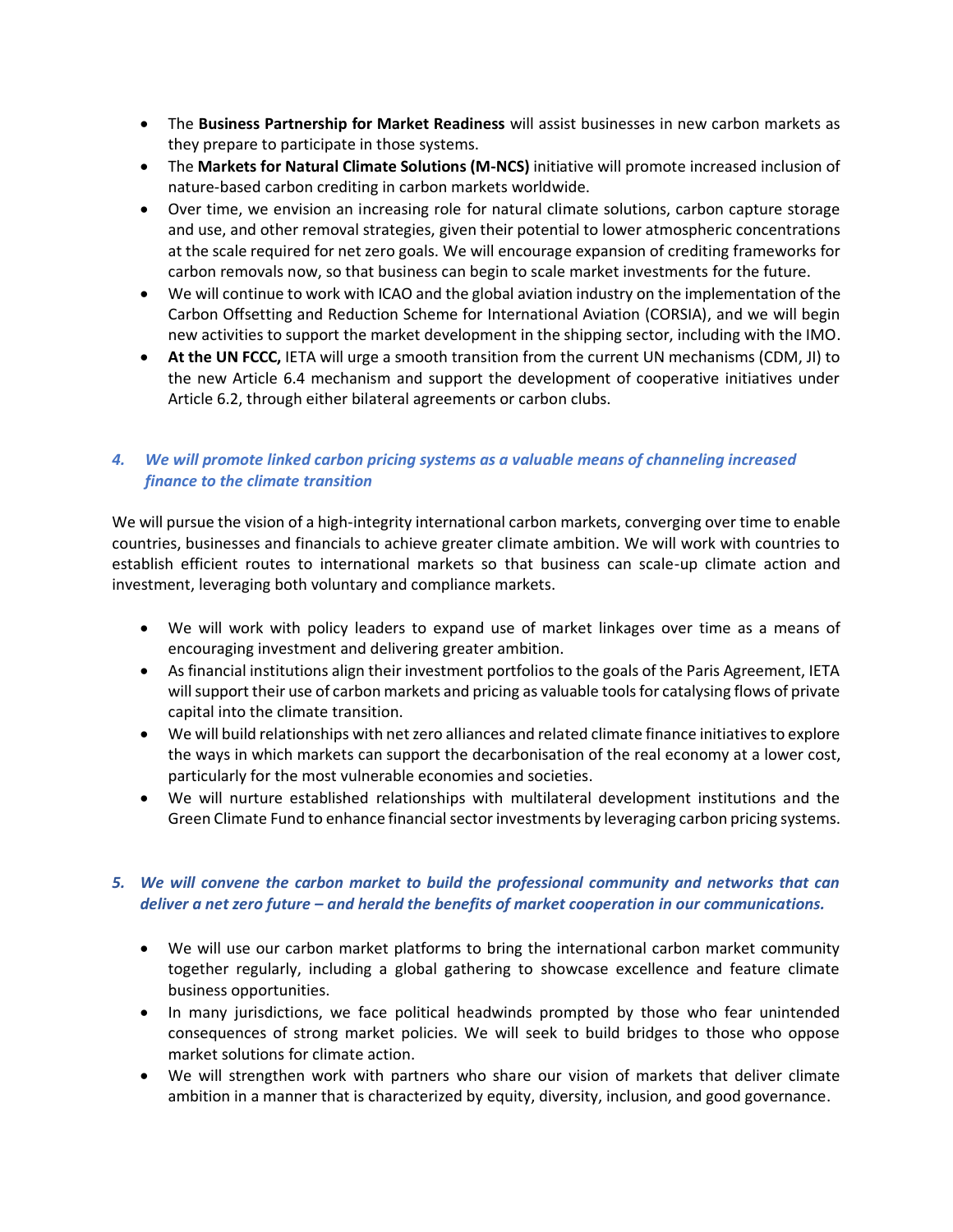- The **Business Partnership for Market Readiness** will assist businesses in new carbon markets as they prepare to participate in those systems.
- The **Markets for Natural Climate Solutions (M-NCS)** initiative will promote increased inclusion of nature-based carbon crediting in carbon markets worldwide.
- Over time, we envision an increasing role for natural climate solutions, carbon capture storage and use, and other removal strategies, given their potential to lower atmospheric concentrations at the scale required for net zero goals. We will encourage expansion of crediting frameworks for carbon removals now, so that business can begin to scale market investments for the future.
- We will continue to work with ICAO and the global aviation industry on the implementation of the Carbon Offsetting and Reduction Scheme for International Aviation (CORSIA), and we will begin new activities to support the market development in the shipping sector, including with the IMO.
- **At the UN FCCC,** IETA will urge a smooth transition from the current UN mechanisms (CDM, JI) to the new Article 6.4 mechanism and support the development of cooperative initiatives under Article 6.2, through either bilateral agreements or carbon clubs.

### *4. We will promote linked carbon pricing systems as a valuable means of channeling increased finance to the climate transition*

We will pursue the vision of a high-integrity international carbon markets, converging over time to enable countries, businesses and financials to achieve greater climate ambition. We will work with countries to establish efficient routes to international markets so that business can scale-up climate action and investment, leveraging both voluntary and compliance markets.

- We will work with policy leaders to expand use of market linkages over time as a means of encouraging investment and delivering greater ambition.
- As financial institutions align their investment portfolios to the goals of the Paris Agreement, IETA will support their use of carbon markets and pricing as valuable tools for catalysing flows of private capital into the climate transition.
- We will build relationships with net zero alliances and related climate finance initiatives to explore the ways in which markets can support the decarbonisation of the real economy at a lower cost, particularly for the most vulnerable economies and societies.
- We will nurture established relationships with multilateral development institutions and the Green Climate Fund to enhance financial sector investments by leveraging carbon pricing systems.

### *5. We will convene the carbon market to build the professional community and networks that can deliver a net zero future – and herald the benefits of market cooperation in our communications.*

- We will use our carbon market platforms to bring the international carbon market community together regularly, including a global gathering to showcase excellence and feature climate business opportunities.
- In many jurisdictions, we face political headwinds prompted by those who fear unintended consequences of strong market policies. We will seek to build bridges to those who oppose market solutions for climate action.
- We will strengthen work with partners who share our vision of markets that deliver climate ambition in a manner that is characterized by equity, diversity, inclusion, and good governance.